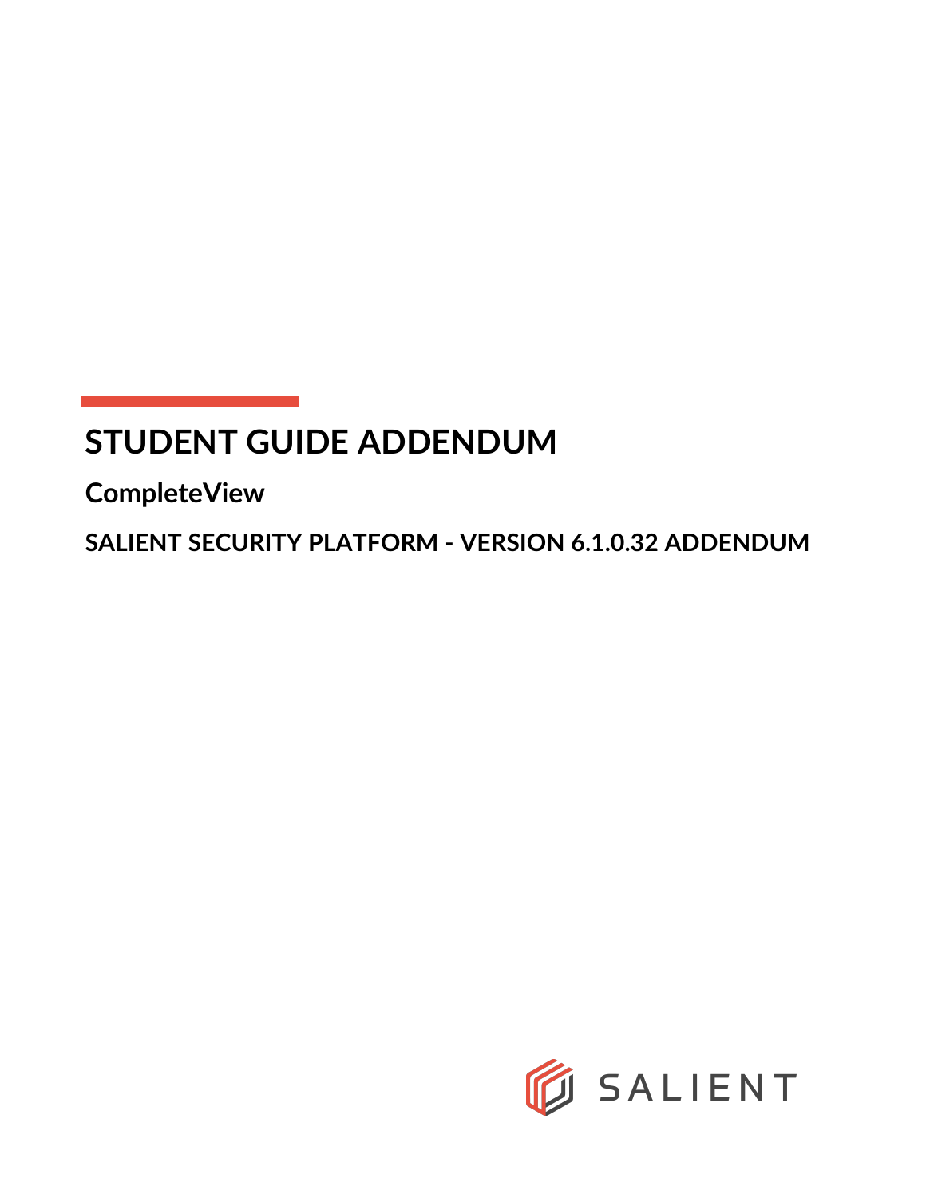# STUDENT GUIDE ADDENDUM

## CompleteView

### SALIENT SECURITY PLATFORM - VERSION 6.1.0.32 ADDENDUM

SALIENT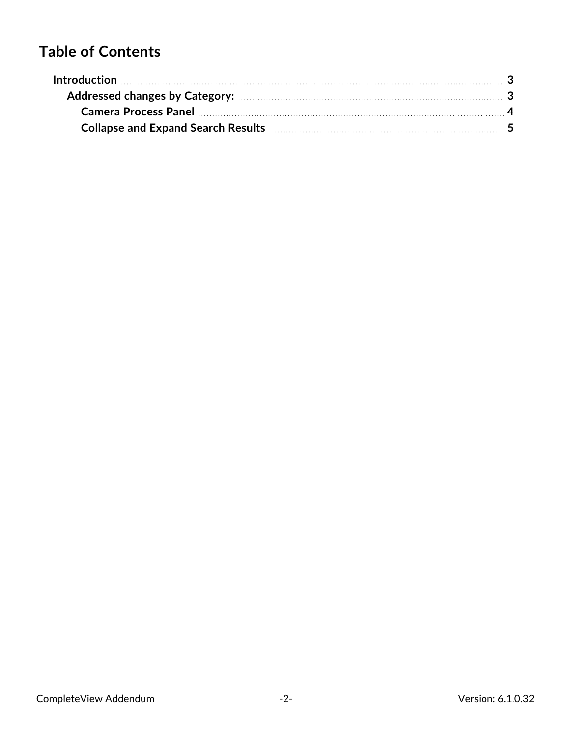# Table of Contents

- **Introduction** ........ 3
  - **Addressed changes by Category:** ........ 3
    - **Camera Process Panel** ........ 4
    - **Collapse and Expand Search Results** ........ 5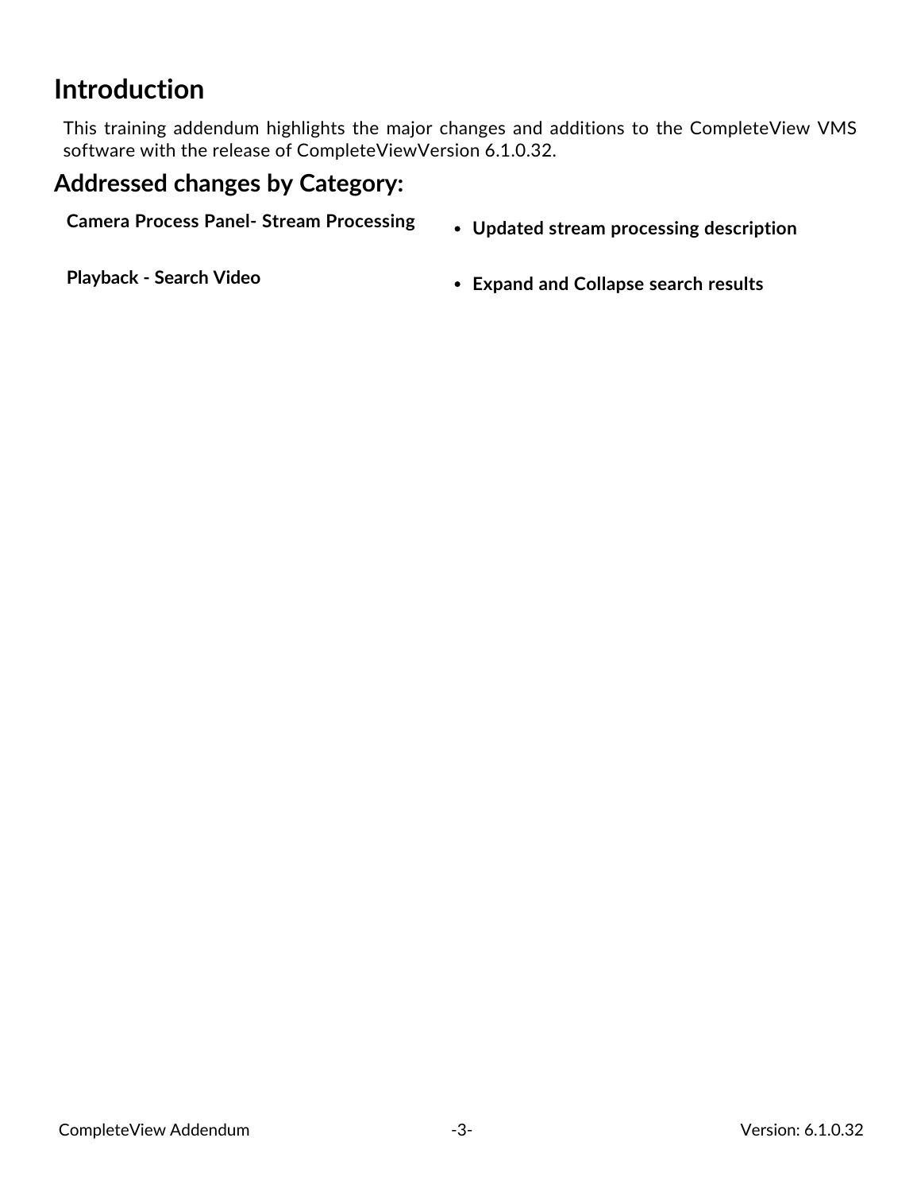# Introduction

This training addendum highlights the major changes and additions to the CompleteView VMS software with the release of CompleteViewVersion 6.1.0.32.

## Addressed changes by Category:

| Category | Changes |
| --- | --- |
| **Camera Process Panel- Stream Processing** | • **Updated stream processing description** |
| **Playback - Search Video** | • **Expand and Collapse search results** |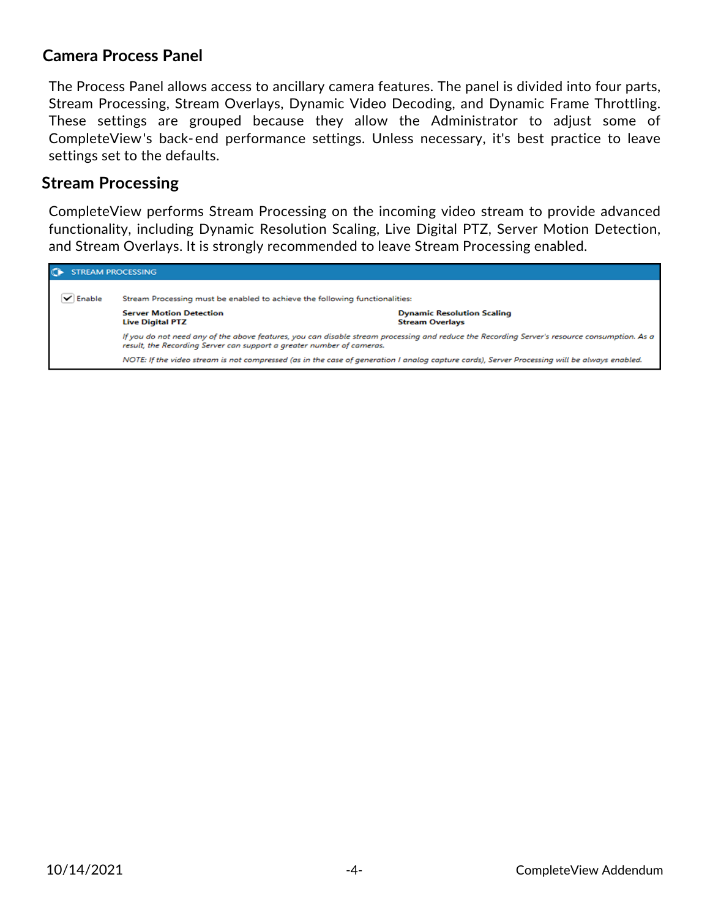## Camera Process Panel

The Process Panel allows access to ancillary camera features. The panel is divided into four parts, Stream Processing, Stream Overlays, Dynamic Video Decoding, and Dynamic Frame Throttling. These settings are grouped because they allow the Administrator to adjust some of CompleteView's back-end performance settings. Unless necessary, it's best practice to leave settings set to the defaults.

## Stream Processing

CompleteView performs Stream Processing on the incoming video stream to provide advanced functionality, including Dynamic Resolution Scaling, Live Digital PTZ, Server Motion Detection, and Stream Overlays. It is strongly recommended to leave Stream Processing enabled.

**STREAM PROCESSING**

☑ Enable

Stream Processing must be enabled to achieve the following functionalities:

**Server Motion Detection**
**Live Digital PTZ**
**Dynamic Resolution Scaling**
**Stream Overlays**

*If you do not need any of the above features, you can disable stream processing and reduce the Recording Server's resource consumption. As a result, the Recording Server can support a greater number of cameras.*

*NOTE: If the video stream is not compressed (as in the case of generation I analog capture cards), Server Processing will be always enabled.*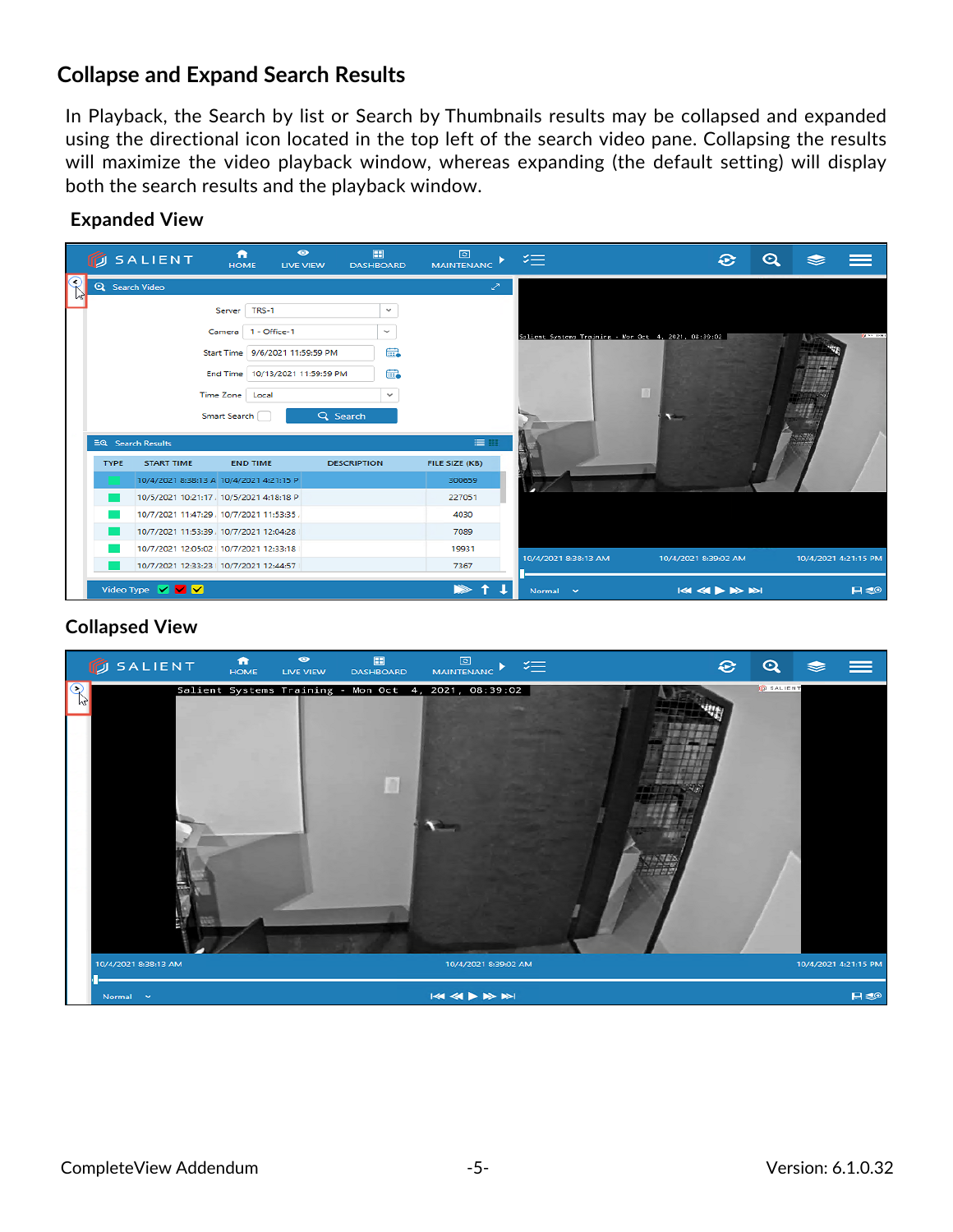## Collapse and Expand Search Results

In Playback, the Search by list or Search by Thumbnails results may be collapsed and expanded using the directional icon located in the top left of the search video pane. Collapsing the results will maximize the video playback window, whereas expanding (the default setting) will display both the search results and the playback window.

### Expanded View

### Collapsed View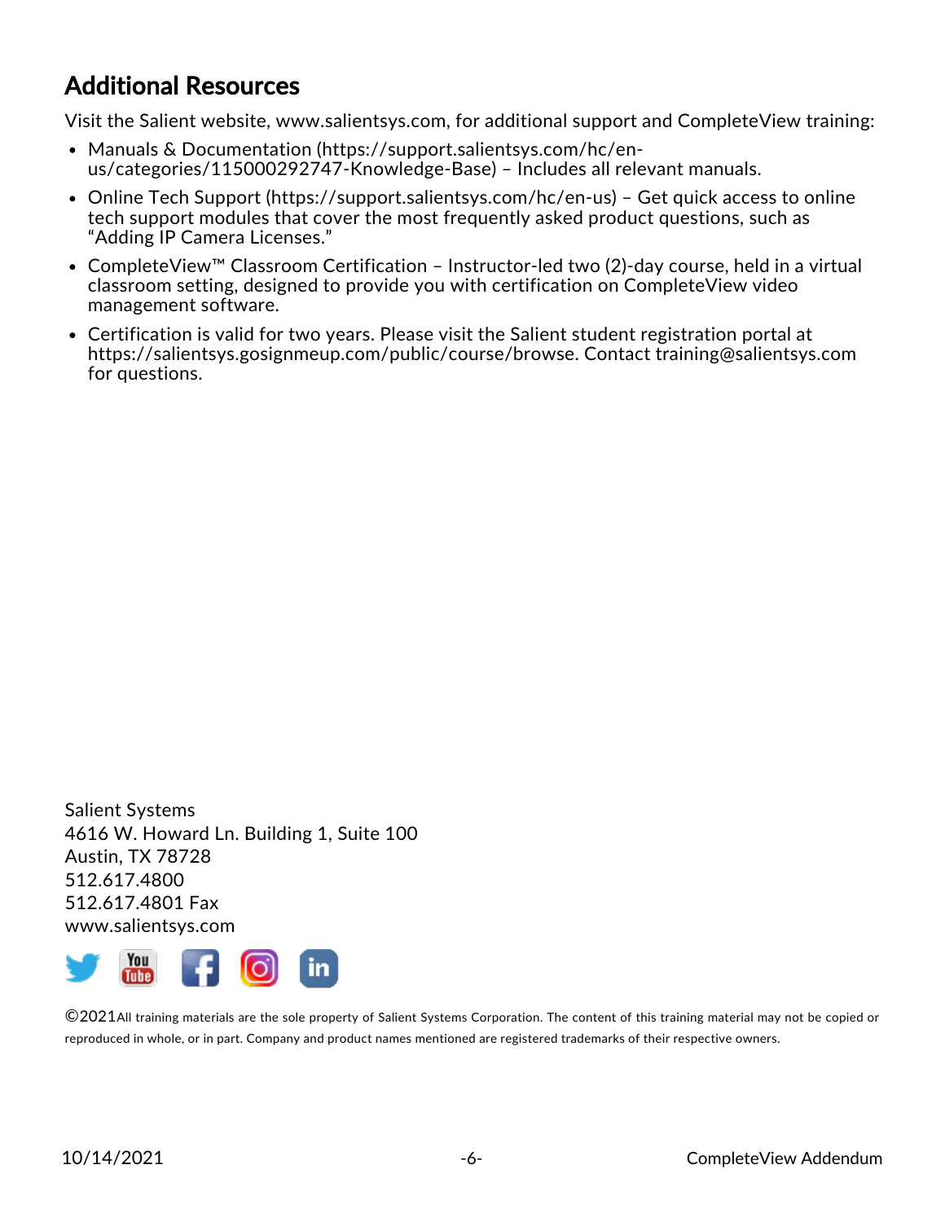## Additional Resources

Visit the Salient website, www.salientsys.com, for additional support and CompleteView training:

- Manuals & Documentation (https://support.salientsys.com/hc/en-us/categories/115000292747-Knowledge-Base) – Includes all relevant manuals.
- Online Tech Support (https://support.salientsys.com/hc/en-us) – Get quick access to online tech support modules that cover the most frequently asked product questions, such as "Adding IP Camera Licenses."
- CompleteView™ Classroom Certification – Instructor-led two (2)-day course, held in a virtual classroom setting, designed to provide you with certification on CompleteView video management software.
- Certification is valid for two years. Please visit the Salient student registration portal at https://salientsys.gosignmeup.com/public/course/browse. Contact training@salientsys.com for questions.

Salient Systems
4616 W. Howard Ln. Building 1, Suite 100
Austin, TX 78728
512.617.4800
512.617.4801 Fax
www.salientsys.com

©2021All training materials are the sole property of Salient Systems Corporation. The content of this training material may not be copied or reproduced in whole, or in part. Company and product names mentioned are registered trademarks of their respective owners.